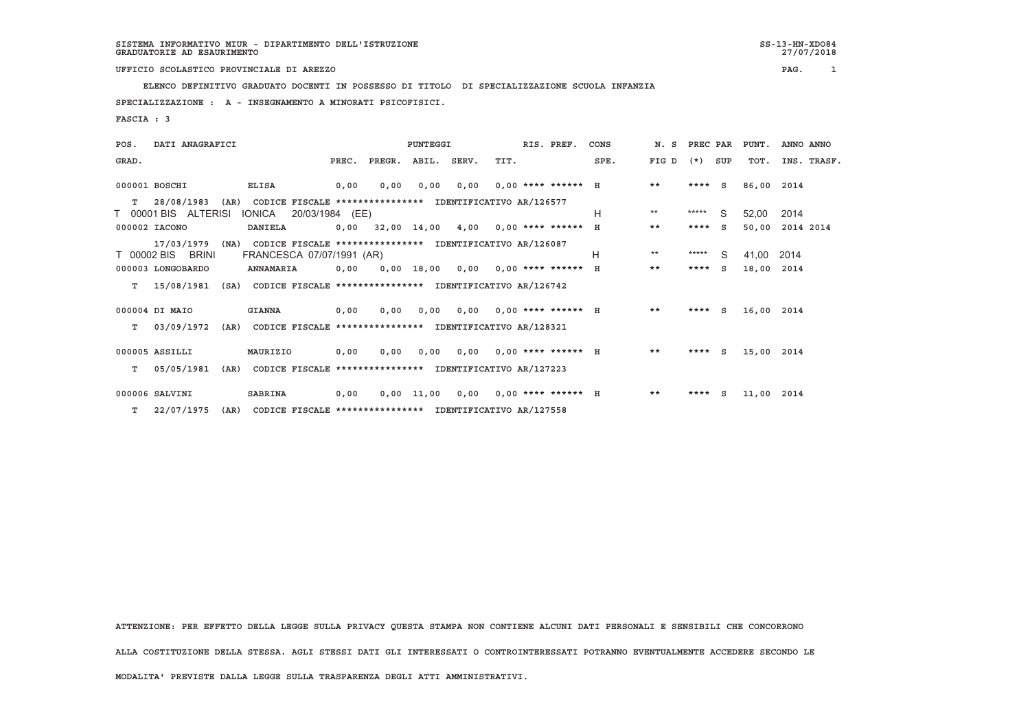SISTEMA INFORMATIVO MIUR - DIPARTIMENTO DELL'ISTRUZIONE
GRADUATORIE AD ESAURIMENTO

SS-13-HN-XDO84
27/07/2018

UFFICIO SCOLASTICO PROVINCIALE DI AREZZO

ELENCO DEFINITIVO GRADUATO DOCENTI IN POSSESSO DI TITOLO DI SPECIALIZZAZIONE SCUOLA INFANZIA

SPECIALIZZAZIONE : A - INSEGNAMENTO A MINORATI PSICOFISICI.

FASCIA : 3

| POS. GRAD. | DATI ANAGRAFICI | | PUNTEGGI PREC. | PREGR. | ABIL. | SERV. | TIT. | RIS. PREF. | CONS SPE. | N. S FIG D | PREC PAR (*) | SUP | PUNT. TOT. | ANNO INS. | ANNO TRASF. |
|---|---|---|---|---|---|---|---|---|---|---|---|---|---|---|---|
| 000001 | BOSCHI | ELISA | 0,00 | 0,00 | 0,00 | 0,00 | 0,00 | **** ****** | H | ** | **** | S | 86,00 | 2014 | |
| | T 28/08/1983 (AR) CODICE FISCALE **************** IDENTIFICATIVO AR/126577 | | | | | | | | | | | | | | |
| T 00001 BIS | ALTERISI | IONICA 20/03/1984 (EE) | | | | | | | H | ** | ***** | S | 52,00 | 2014 | |
| 000002 | IACONO | DANIELA | 0,00 | 32,00 | 14,00 | 4,00 | 0,00 | **** ****** | H | ** | **** | S | 50,00 | 2014 | 2014 |
| | 17/03/1979 (NA) CODICE FISCALE **************** IDENTIFICATIVO AR/126087 | | | | | | | | | | | | | | |
| T 00002 BIS | BRINI | FRANCESCA 07/07/1991 (AR) | | | | | | | H | ** | ***** | S | 41,00 | 2014 | |
| 000003 | LONGOBARDO | ANNAMARIA | 0,00 | 0,00 | 18,00 | 0,00 | 0,00 | **** ****** | H | ** | **** | S | 18,00 | 2014 | |
| | T 15/08/1981 (SA) CODICE FISCALE **************** IDENTIFICATIVO AR/126742 | | | | | | | | | | | | | | |
| 000004 | DI MAIO | GIANNA | 0,00 | 0,00 | 0,00 | 0,00 | 0,00 | **** ****** | H | ** | **** | S | 16,00 | 2014 | |
| | T 03/09/1972 (AR) CODICE FISCALE **************** IDENTIFICATIVO AR/128321 | | | | | | | | | | | | | | |
| 000005 | ASSILLI | MAURIZIO | 0,00 | 0,00 | 0,00 | 0,00 | 0,00 | **** ****** | H | ** | **** | S | 15,00 | 2014 | |
| | T 05/05/1981 (AR) CODICE FISCALE **************** IDENTIFICATIVO AR/127223 | | | | | | | | | | | | | | |
| 000006 | SALVINI | SABRINA | 0,00 | 0,00 | 11,00 | 0,00 | 0,00 | **** ****** | H | ** | **** | S | 11,00 | 2014 | |
| | T 22/07/1975 (AR) CODICE FISCALE **************** IDENTIFICATIVO AR/127558 | | | | | | | | | | | | | | |

ATTENZIONE: PER EFFETTO DELLA LEGGE SULLA PRIVACY QUESTA STAMPA NON CONTIENE ALCUNI DATI PERSONALI E SENSIBILI CHE CONCORRONO ALLA COSTITUZIONE DELLA STESSA. AGLI STESSI DATI GLI INTERESSATI O CONTROINTERESSATI POTRANNO EVENTUALMENTE ACCEDERE SECONDO LE MODALITA' PREVISTE DALLA LEGGE SULLA TRASPARENZA DEGLI ATTI AMMINISTRATIVI.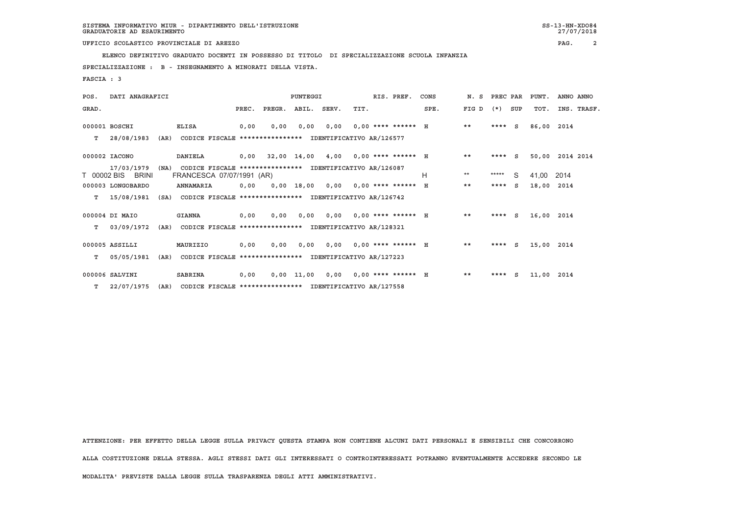SISTEMA INFORMATIVO MIUR - DIPARTIMENTO DELL'ISTRUZIONE
GRADUATORIE AD ESAURIMENTO

SS-13-HN-XDO84
27/07/2018

UFFICIO SCOLASTICO PROVINCIALE DI AREZZO

ELENCO DEFINITIVO GRADUATO DOCENTI IN POSSESSO DI TITOLO DI SPECIALIZZAZIONE SCUOLA INFANZIA

SPECIALIZZAZIONE : B - INSEGNAMENTO A MINORATI DELLA VISTA.

FASCIA : 3

| POS. GRAD. | DATI ANAGRAFICI | | PUNTEGGI PREC. | PREGR. | ABIL. | SERV. | TIT. | RIS. PREF. | CONS SPE. | N. S FIG D | PREC PAR (*) | SUP | PUNT. TOT. | ANNO INS. | ANNO TRASF. |
|---|---|---|---|---|---|---|---|---|---|---|---|---|---|---|---|
| 000001 | BOSCHI | ELISA | 0,00 | 0,00 | 0,00 | 0,00 | 0,00 | **** ****** | H | ** | **** | S | 86,00 | 2014 | |
| T 28/08/1983 (AR) | CODICE FISCALE **************** | IDENTIFICATIVO AR/126577 | | | | | | | | | | | | | |
| 000002 | IACONO | DANIELA | 0,00 | 32,00 | 14,00 | 4,00 | 0,00 | **** ****** | H | ** | **** | S | 50,00 | 2014 | 2014 |
| 17/03/1979 (NA) | CODICE FISCALE **************** | IDENTIFICATIVO AR/126087 | | | | | | | | | | | | | |
| T 00002 BIS | BRINI | FRANCESCA 07/07/1991 (AR) | | | | | | | H | ** | ***** | S | 41,00 | 2014 | |
| 000003 | LONGOBARDO | ANNAMARIA | 0,00 | 0,00 | 18,00 | 0,00 | 0,00 | **** ****** | H | ** | **** | S | 18,00 | 2014 | |
| T 15/08/1981 (SA) | CODICE FISCALE **************** | IDENTIFICATIVO AR/126742 | | | | | | | | | | | | | |
| 000004 | DI MAIO | GIANNA | 0,00 | 0,00 | 0,00 | 0,00 | 0,00 | **** ****** | H | ** | **** | S | 16,00 | 2014 | |
| T 03/09/1972 (AR) | CODICE FISCALE **************** | IDENTIFICATIVO AR/128321 | | | | | | | | | | | | | |
| 000005 | ASSILLI | MAURIZIO | 0,00 | 0,00 | 0,00 | 0,00 | 0,00 | **** ****** | H | ** | **** | S | 15,00 | 2014 | |
| T 05/05/1981 (AR) | CODICE FISCALE **************** | IDENTIFICATIVO AR/127223 | | | | | | | | | | | | | |
| 000006 | SALVINI | SABRINA | 0,00 | 0,00 | 11,00 | 0,00 | 0,00 | **** ****** | H | ** | **** | S | 11,00 | 2014 | |
| T 22/07/1975 (AR) | CODICE FISCALE **************** | IDENTIFICATIVO AR/127558 | | | | | | | | | | | | | |

ATTENZIONE: PER EFFETTO DELLA LEGGE SULLA PRIVACY QUESTA STAMPA NON CONTIENE ALCUNI DATI PERSONALI E SENSIBILI CHE CONCORRONO ALLA COSTITUZIONE DELLA STESSA. AGLI STESSI DATI GLI INTERESSATI O CONTROINTERESSATI POTRANNO EVENTUALMENTE ACCEDERE SECONDO LE MODALITA' PREVISTE DALLA LEGGE SULLA TRASPARENZA DEGLI ATTI AMMINISTRATIVI.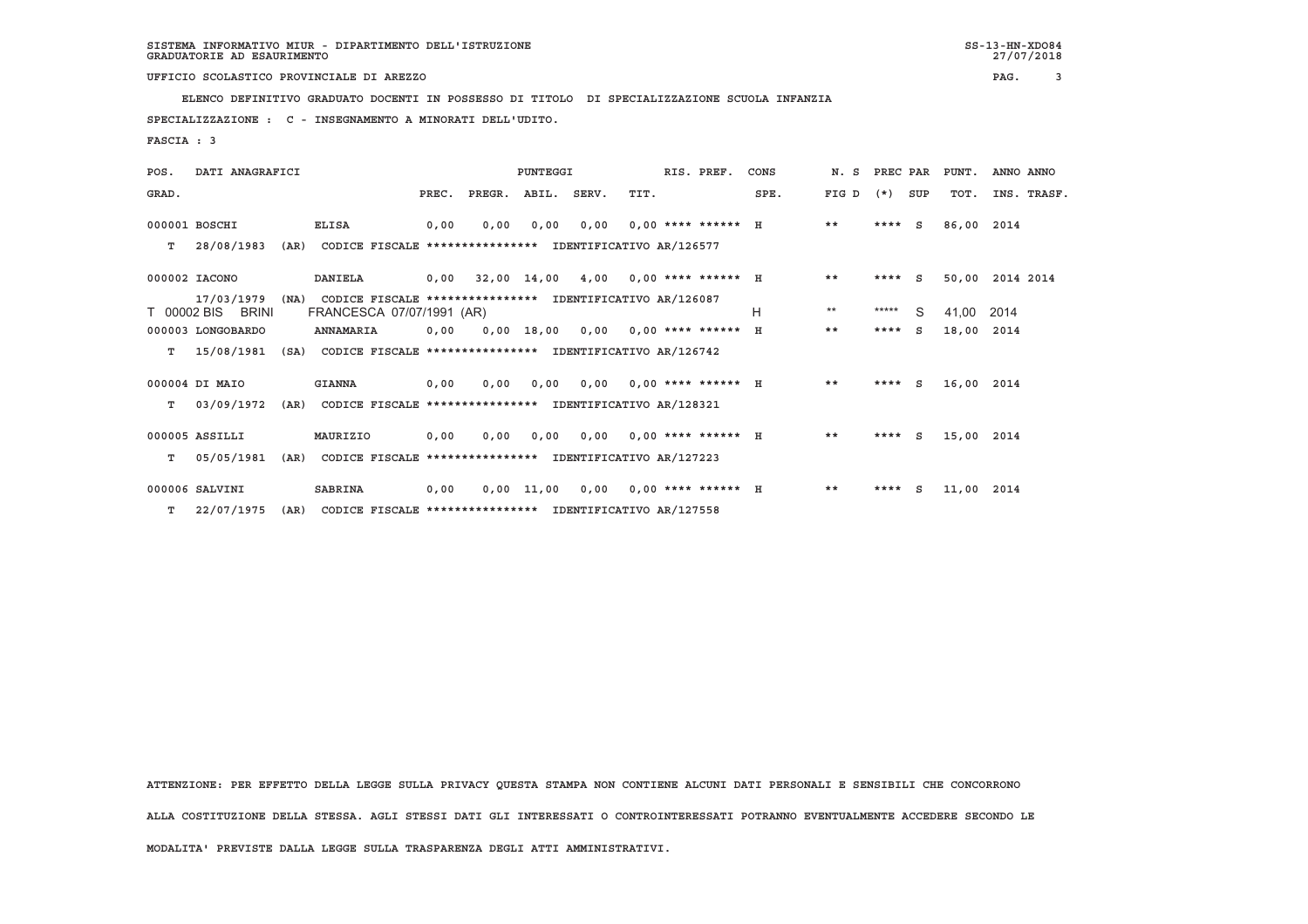SISTEMA INFORMATIVO MIUR - DIPARTIMENTO DELL'ISTRUZIONE
GRADUATORIE AD ESAURIMENTO

SS-13-HN-XDO84
27/07/2018

UFFICIO SCOLASTICO PROVINCIALE DI AREZZO

ELENCO DEFINITIVO GRADUATO DOCENTI IN POSSESSO DI TITOLO DI SPECIALIZZAZIONE SCUOLA INFANZIA

SPECIALIZZAZIONE : C - INSEGNAMENTO A MINORATI DELL'UDITO.

FASCIA : 3

| POS. GRAD. | DATI ANAGRAFICI | | PUNTEGGI PREC. | PREGR. | ABIL. | SERV. | TIT. | RIS. PREF. | CONS SPE. | N. S FIG D | PREC PAR (*) | SUP | PUNT. TOT. | ANNO INS. | ANNO TRASF. |
|---|---|---|---|---|---|---|---|---|---|---|---|---|---|---|---|
| 000001 BOSCHI | ELISA | | 0,00 | 0,00 | 0,00 | 0,00 | 0,00 | **** ****** | H | ** | **** | S | 86,00 | 2014 | |
| T 28/08/1983 (AR) | CODICE FISCALE **************** | IDENTIFICATIVO AR/126577 | | | | | | | | | | | | | |
| 000002 IACONO | DANIELA | | 0,00 | 32,00 | 14,00 | 4,00 | 0,00 | **** ****** | H | ** | **** | S | 50,00 | 2014 | 2014 |
| 17/03/1979 (NA) | CODICE FISCALE **************** | IDENTIFICATIVO AR/126087 | | | | | | | | | | | | | |
| T 00002 BIS BRINI | FRANCESCA 07/07/1991 (AR) | | | | | | | | H | ** | ***** | S | 41,00 | 2014 | |
| 000003 LONGOBARDO | ANNAMARIA | | 0,00 | 0,00 | 18,00 | 0,00 | 0,00 | **** ****** | H | ** | **** | S | 18,00 | 2014 | |
| T 15/08/1981 (SA) | CODICE FISCALE **************** | IDENTIFICATIVO AR/126742 | | | | | | | | | | | | | |
| 000004 DI MAIO | GIANNA | | 0,00 | 0,00 | 0,00 | 0,00 | 0,00 | **** ****** | H | ** | **** | S | 16,00 | 2014 | |
| T 03/09/1972 (AR) | CODICE FISCALE **************** | IDENTIFICATIVO AR/128321 | | | | | | | | | | | | | |
| 000005 ASSILLI | MAURIZIO | | 0,00 | 0,00 | 0,00 | 0,00 | 0,00 | **** ****** | H | ** | **** | S | 15,00 | 2014 | |
| T 05/05/1981 (AR) | CODICE FISCALE **************** | IDENTIFICATIVO AR/127223 | | | | | | | | | | | | | |
| 000006 SALVINI | SABRINA | | 0,00 | 0,00 | 11,00 | 0,00 | 0,00 | **** ****** | H | ** | **** | S | 11,00 | 2014 | |
| T 22/07/1975 (AR) | CODICE FISCALE **************** | IDENTIFICATIVO AR/127558 | | | | | | | | | | | | | |

ATTENZIONE: PER EFFETTO DELLA LEGGE SULLA PRIVACY QUESTA STAMPA NON CONTIENE ALCUNI DATI PERSONALI E SENSIBILI CHE CONCORRONO ALLA COSTITUZIONE DELLA STESSA. AGLI STESSI DATI GLI INTERESSATI O CONTROINTERESSATI POTRANNO EVENTUALMENTE ACCEDERE SECONDO LE MODALITA' PREVISTE DALLA LEGGE SULLA TRASPARENZA DEGLI ATTI AMMINISTRATIVI.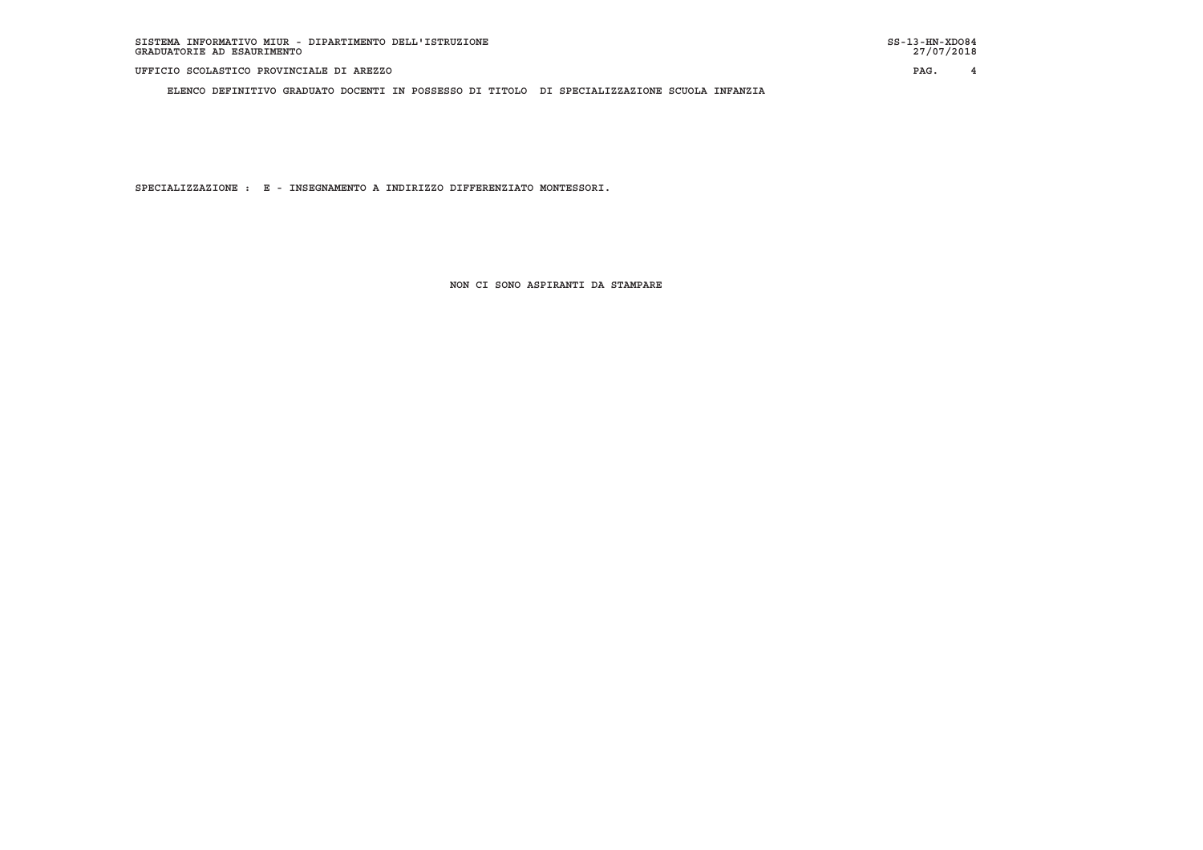ELENCO DEFINITIVO GRADUATO DOCENTI IN POSSESSO DI TITOLO DI SPECIALIZZAZIONE SCUOLA INFANZIA

SPECIALIZZAZIONE : E - INSEGNAMENTO A INDIRIZZO DIFFERENZIATO MONTESSORI.

NON CI SONO ASPIRANTI DA STAMPARE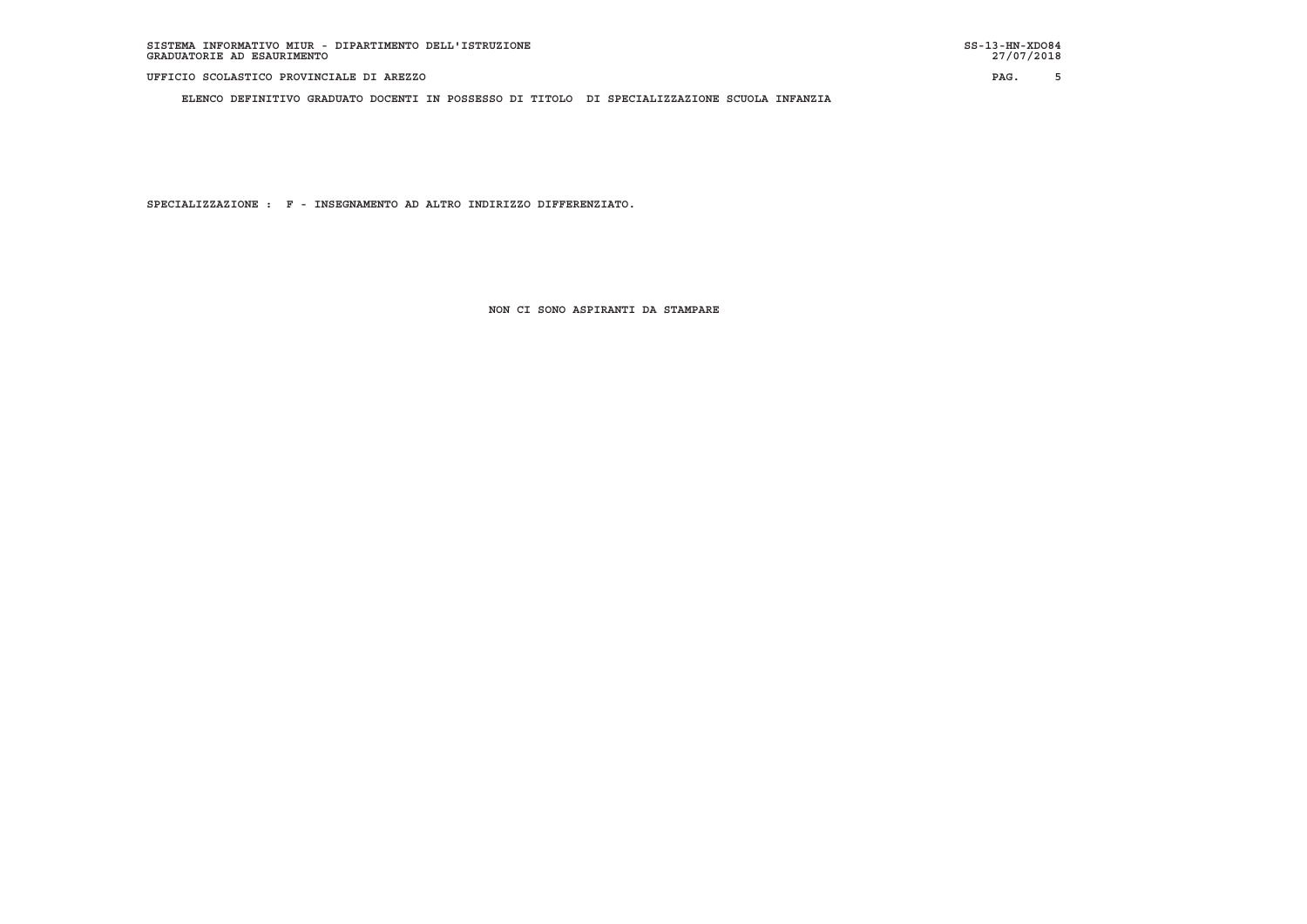SISTEMA INFORMATIVO MIUR - DIPARTIMENTO DELL'ISTRUZIONE
GRADUATORIE AD ESAURIMENTO

SS-13-HN-XDO84
27/07/2018

UFFICIO SCOLASTICO PROVINCIALE DI AREZZO

ELENCO DEFINITIVO GRADUATO DOCENTI IN POSSESSO DI TITOLO DI SPECIALIZZAZIONE SCUOLA INFANZIA

SPECIALIZZAZIONE : F - INSEGNAMENTO AD ALTRO INDIRIZZO DIFFERENZIATO.

NON CI SONO ASPIRANTI DA STAMPARE